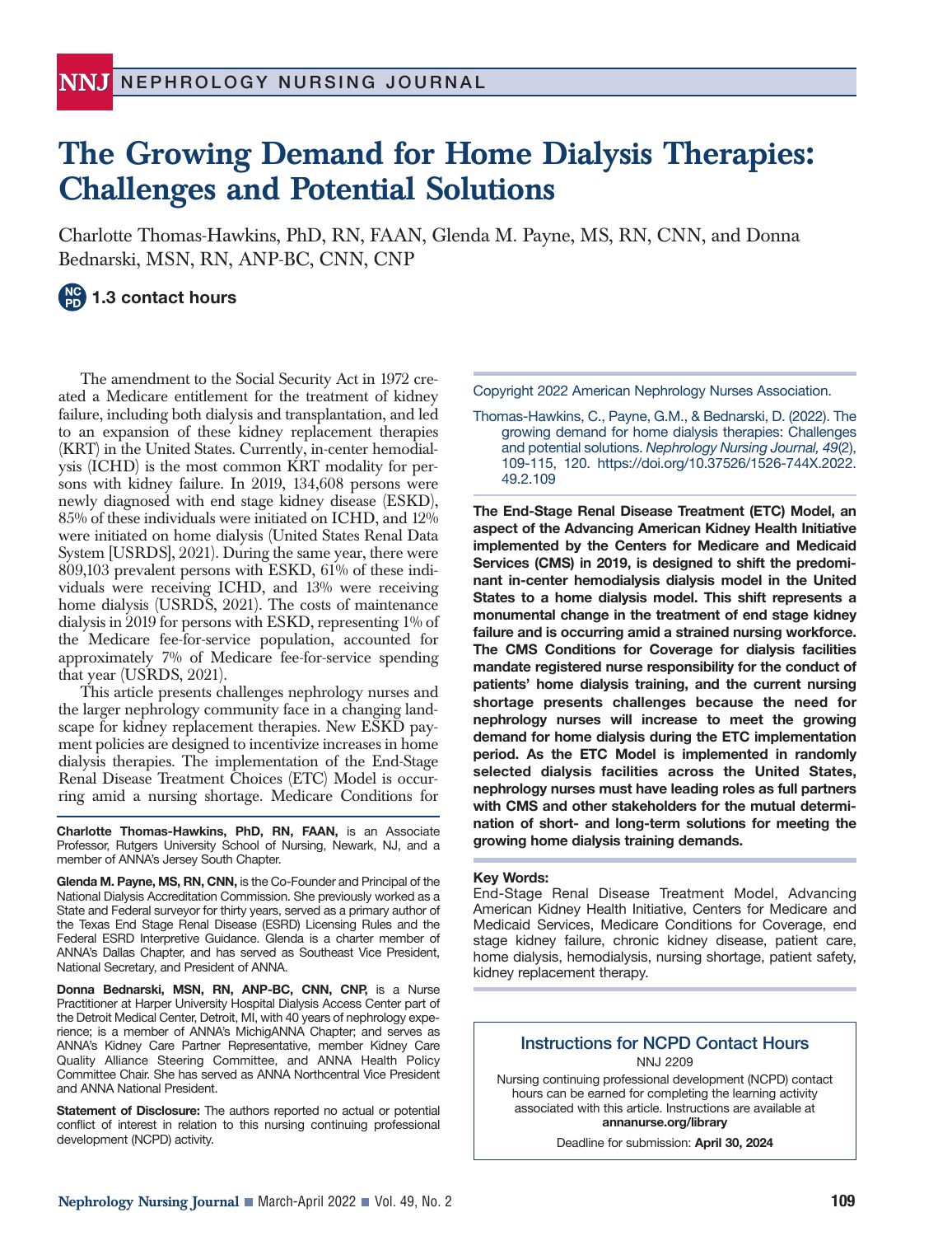# The Growing Demand for Home Dialysis Therapies: Challenges and Potential Solutions

Charlotte Thomas-Hawkins, PhD, RN, FAAN, Glenda M. Payne, MS, RN, CNN, and Donna Bednarski, MSN, RN, ANP-BC, CNN, CNP

**1.3 contact hours**

Copyright 2022 American Nephrology Nurses Association.

Thomas-Hawkins, C., Payne, G.M., & Bednarski, D. (2022). The growing demand for home dialysis therapies: Challenges and potential solutions. *Nephrology Nursing Journal, 49*(2), 109-115, 120. https://doi.org/10.37526/1526-744X.2022.49.2.109

**The End-Stage Renal Disease Treatment (ETC) Model, an aspect of the Advancing American Kidney Health Initiative implemented by the Centers for Medicare and Medicaid Services (CMS) in 2019, is designed to shift the predominant in-center hemodialysis dialysis model in the United States to a home dialysis model. This shift represents a monumental change in the treatment of end stage kidney failure and is occurring amid a strained nursing workforce. The CMS Conditions for Coverage for dialysis facilities mandate registered nurse responsibility for the conduct of patients' home dialysis training, and the current nursing shortage presents challenges because the need for nephrology nurses will increase to meet the growing demand for home dialysis during the ETC implementation period. As the ETC Model is implemented in randomly selected dialysis facilities across the United States, nephrology nurses must have leading roles as full partners with CMS and other stakeholders for the mutual determination of short- and long-term solutions for meeting the growing home dialysis training demands.**

**Key Words:**
End-Stage Renal Disease Treatment Model, Advancing American Kidney Health Initiative, Centers for Medicare and Medicaid Services, Medicare Conditions for Coverage, end stage kidney failure, chronic kidney disease, patient care, home dialysis, hemodialysis, nursing shortage, patient safety, kidney replacement therapy.

The amendment to the Social Security Act in 1972 created a Medicare entitlement for the treatment of kidney failure, including both dialysis and transplantation, and led to an expansion of these kidney replacement therapies (KRT) in the United States. Currently, in-center hemodialysis (ICHD) is the most common KRT modality for persons with kidney failure. In 2019, 134,608 persons were newly diagnosed with end stage kidney disease (ESKD), 85% of these individuals were initiated on ICHD, and 12% were initiated on home dialysis (United States Renal Data System [USRDS], 2021). During the same year, there were 809,103 prevalent persons with ESKD, 61% of these individuals were receiving ICHD, and 13% were receiving home dialysis (USRDS, 2021). The costs of maintenance dialysis in 2019 for persons with ESKD, representing 1% of the Medicare fee-for-service population, accounted for approximately 7% of Medicare fee-for-service spending that year (USRDS, 2021).

This article presents challenges nephrology nurses and the larger nephrology community face in a changing landscape for kidney replacement therapies. New ESKD payment policies are designed to incentivize increases in home dialysis therapies. The implementation of the End-Stage Renal Disease Treatment Choices (ETC) Model is occurring amid a nursing shortage. Medicare Conditions for

**Charlotte Thomas-Hawkins, PhD, RN, FAAN,** is an Associate Professor, Rutgers University School of Nursing, Newark, NJ, and a member of ANNA's Jersey South Chapter.

**Glenda M. Payne, MS, RN, CNN,** is the Co-Founder and Principal of the National Dialysis Accreditation Commission. She previously worked as a State and Federal surveyor for thirty years, served as a primary author of the Texas End Stage Renal Disease (ESRD) Licensing Rules and the Federal ESRD Interpretive Guidance. Glenda is a charter member of ANNA's Dallas Chapter, and has served as Southeast Vice President, National Secretary, and President of ANNA.

**Donna Bednarski, MSN, RN, ANP-BC, CNN, CNP,** is a Nurse Practitioner at Harper University Hospital Dialysis Access Center part of the Detroit Medical Center, Detroit, MI, with 40 years of nephrology experience; is a member of ANNA's MichigANNA Chapter; and serves as ANNA's Kidney Care Partner Representative, member Kidney Care Quality Alliance Steering Committee, and ANNA Health Policy Committee Chair. She has served as ANNA Northcentral Vice President and ANNA National President.

**Statement of Disclosure:** The authors reported no actual or potential conflict of interest in relation to this nursing continuing professional development (NCPD) activity.

### Instructions for NCPD Contact Hours

NNJ 2209

Nursing continuing professional development (NCPD) contact hours can be earned for completing the learning activity associated with this article. Instructions are available at **annanurse.org/library**

Deadline for submission: **April 30, 2024**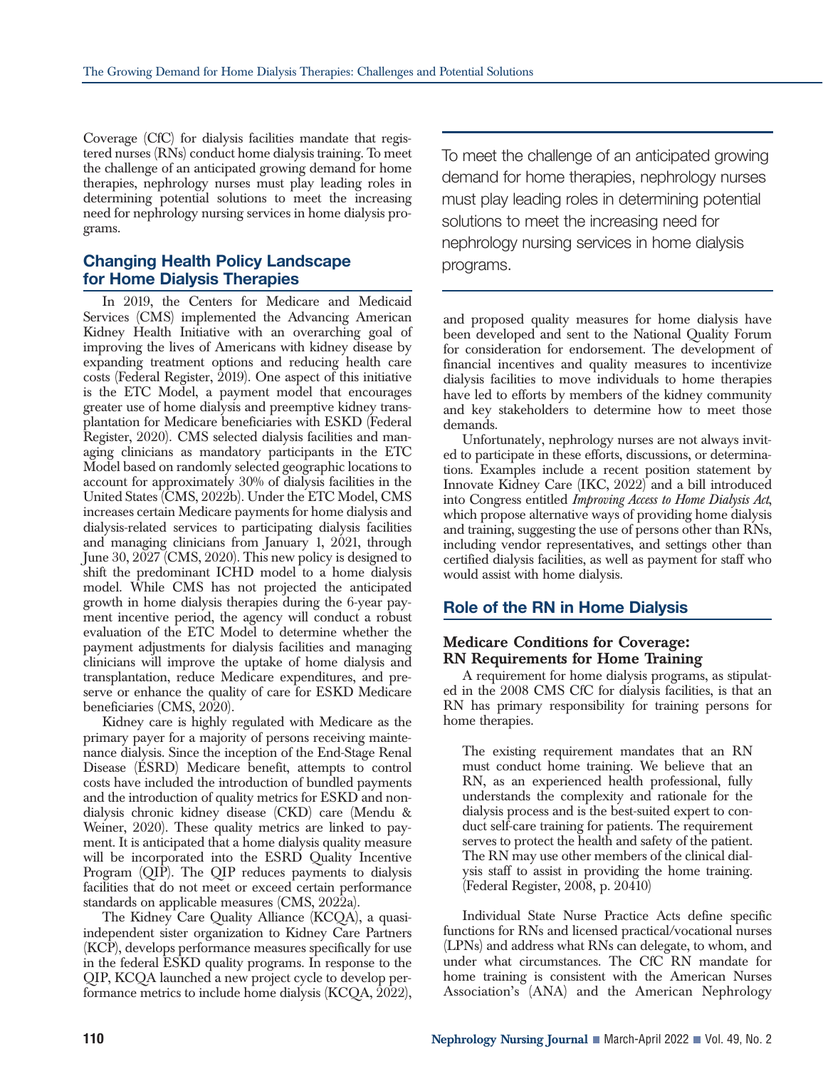Coverage (CfC) for dialysis facilities mandate that registered nurses (RNs) conduct home dialysis training. To meet the challenge of an anticipated growing demand for home therapies, nephrology nurses must play leading roles in determining potential solutions to meet the increasing need for nephrology nursing services in home dialysis programs.

> To meet the challenge of an anticipated growing demand for home therapies, nephrology nurses must play leading roles in determining potential solutions to meet the increasing need for nephrology nursing services in home dialysis programs.

## Changing Health Policy Landscape for Home Dialysis Therapies

In 2019, the Centers for Medicare and Medicaid Services (CMS) implemented the Advancing American Kidney Health Initiative with an overarching goal of improving the lives of Americans with kidney disease by expanding treatment options and reducing health care costs (Federal Register, 2019). One aspect of this initiative is the ETC Model, a payment model that encourages greater use of home dialysis and preemptive kidney transplantation for Medicare beneficiaries with ESKD (Federal Register, 2020). CMS selected dialysis facilities and managing clinicians as mandatory participants in the ETC Model based on randomly selected geographic locations to account for approximately 30% of dialysis facilities in the United States (CMS, 2022b). Under the ETC Model, CMS increases certain Medicare payments for home dialysis and dialysis-related services to participating dialysis facilities and managing clinicians from January 1, 2021, through June 30, 2027 (CMS, 2020). This new policy is designed to shift the predominant ICHD model to a home dialysis model. While CMS has not projected the anticipated growth in home dialysis therapies during the 6-year payment incentive period, the agency will conduct a robust evaluation of the ETC Model to determine whether the payment adjustments for dialysis facilities and managing clinicians will improve the uptake of home dialysis and transplantation, reduce Medicare expenditures, and preserve or enhance the quality of care for ESKD Medicare beneficiaries (CMS, 2020).

Kidney care is highly regulated with Medicare as the primary payer for a majority of persons receiving maintenance dialysis. Since the inception of the End-Stage Renal Disease (ESRD) Medicare benefit, attempts to control costs have included the introduction of bundled payments and the introduction of quality metrics for ESKD and non-dialysis chronic kidney disease (CKD) care (Mendu & Weiner, 2020). These quality metrics are linked to payment. It is anticipated that a home dialysis quality measure will be incorporated into the ESRD Quality Incentive Program (QIP). The QIP reduces payments to dialysis facilities that do not meet or exceed certain performance standards on applicable measures (CMS, 2022a).

The Kidney Care Quality Alliance (KCQA), a quasi-independent sister organization to Kidney Care Partners (KCP), develops performance measures specifically for use in the federal ESKD quality programs. In response to the QIP, KCQA launched a new project cycle to develop performance metrics to include home dialysis (KCQA, 2022), and proposed quality measures for home dialysis have been developed and sent to the National Quality Forum for consideration for endorsement. The development of financial incentives and quality measures to incentivize dialysis facilities to move individuals to home therapies have led to efforts by members of the kidney community and key stakeholders to determine how to meet those demands.

Unfortunately, nephrology nurses are not always invited to participate in these efforts, discussions, or determinations. Examples include a recent position statement by Innovate Kidney Care (IKC, 2022) and a bill introduced into Congress entitled *Improving Access to Home Dialysis Act*, which propose alternative ways of providing home dialysis and training, suggesting the use of persons other than RNs, including vendor representatives, and settings other than certified dialysis facilities, as well as payment for staff who would assist with home dialysis.

## Role of the RN in Home Dialysis

### Medicare Conditions for Coverage: RN Requirements for Home Training

A requirement for home dialysis programs, as stipulated in the 2008 CMS CfC for dialysis facilities, is that an RN has primary responsibility for training persons for home therapies.

> The existing requirement mandates that an RN must conduct home training. We believe that an RN, as an experienced health professional, fully understands the complexity and rationale for the dialysis process and is the best-suited expert to conduct self-care training for patients. The requirement serves to protect the health and safety of the patient. The RN may use other members of the clinical dialysis staff to assist in providing the home training. (Federal Register, 2008, p. 20410)

Individual State Nurse Practice Acts define specific functions for RNs and licensed practical/vocational nurses (LPNs) and address what RNs can delegate, to whom, and under what circumstances. The CfC RN mandate for home training is consistent with the American Nurses Association's (ANA) and the American Nephrology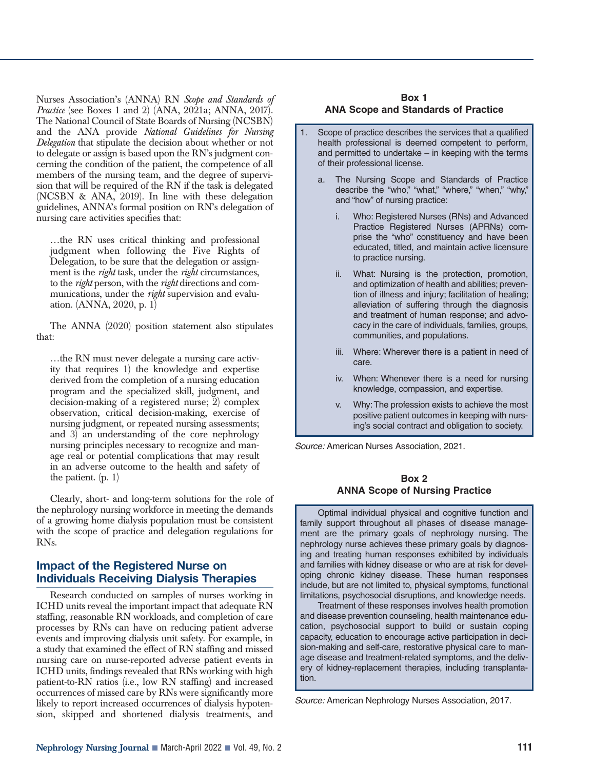Nurses Association's (ANNA) RN *Scope and Standards of Practice* (see Boxes 1 and 2) (ANA, 2021a; ANNA, 2017). The National Council of State Boards of Nursing (NCSBN) and the ANA provide *National Guidelines for Nursing Delegation* that stipulate the decision about whether or not to delegate or assign is based upon the RN's judgment concerning the condition of the patient, the competence of all members of the nursing team, and the degree of supervision that will be required of the RN if the task is delegated (NCSBN & ANA, 2019). In line with these delegation guidelines, ANNA's formal position on RN's delegation of nursing care activities specifies that:

> …the RN uses critical thinking and professional judgment when following the Five Rights of Delegation, to be sure that the delegation or assignment is the *right* task, under the *right* circumstances, to the *right* person, with the *right* directions and communications, under the *right* supervision and evaluation. (ANNA, 2020, p. 1)

The ANNA (2020) position statement also stipulates that:

> …the RN must never delegate a nursing care activity that requires 1) the knowledge and expertise derived from the completion of a nursing education program and the specialized skill, judgment, and decision-making of a registered nurse; 2) complex observation, critical decision-making, exercise of nursing judgment, or repeated nursing assessments; and 3) an understanding of the core nephrology nursing principles necessary to recognize and manage real or potential complications that may result in an adverse outcome to the health and safety of the patient. (p. 1)

Clearly, short- and long-term solutions for the role of the nephrology nursing workforce in meeting the demands of a growing home dialysis population must be consistent with the scope of practice and delegation regulations for RNs.

## Impact of the Registered Nurse on Individuals Receiving Dialysis Therapies

Research conducted on samples of nurses working in ICHD units reveal the important impact that adequate RN staffing, reasonable RN workloads, and completion of care processes by RNs can have on reducing patient adverse events and improving dialysis unit safety. For example, in a study that examined the effect of RN staffing and missed nursing care on nurse-reported adverse patient events in ICHD units, findings revealed that RNs working with high patient-to-RN ratios (i.e., low RN staffing) and increased occurrences of missed care by RNs were significantly more likely to report increased occurrences of dialysis hypotension, skipped and shortened dialysis treatments, and

**Box 1**
**ANA Scope and Standards of Practice**

1. Scope of practice describes the services that a qualified health professional is deemed competent to perform, and permitted to undertake – in keeping with the terms of their professional license.
   a. The Nursing Scope and Standards of Practice describe the "who," "what," "where," "when," "why," and "how" of nursing practice:
      i. Who: Registered Nurses (RNs) and Advanced Practice Registered Nurses (APRNs) comprise the "who" constituency and have been educated, titled, and maintain active licensure to practice nursing.
      ii. What: Nursing is the protection, promotion, and optimization of health and abilities; prevention of illness and injury; facilitation of healing; alleviation of suffering through the diagnosis and treatment of human response; and advocacy in the care of individuals, families, groups, communities, and populations.
      iii. Where: Wherever there is a patient in need of care.
      iv. When: Whenever there is a need for nursing knowledge, compassion, and expertise.
      v. Why: The profession exists to achieve the most positive patient outcomes in keeping with nursing's social contract and obligation to society.

*Source:* American Nurses Association, 2021.

**Box 2**
**ANNA Scope of Nursing Practice**

Optimal individual physical and cognitive function and family support throughout all phases of disease management are the primary goals of nephrology nursing. The nephrology nurse achieves these primary goals by diagnosing and treating human responses exhibited by individuals and families with kidney disease or who are at risk for developing chronic kidney disease. These human responses include, but are not limited to, physical symptoms, functional limitations, psychosocial disruptions, and knowledge needs.

Treatment of these responses involves health promotion and disease prevention counseling, health maintenance education, psychosocial support to build or sustain coping capacity, education to encourage active participation in decision-making and self-care, restorative physical care to manage disease and treatment-related symptoms, and the delivery of kidney-replacement therapies, including transplantation.

*Source:* American Nephrology Nurses Association, 2017.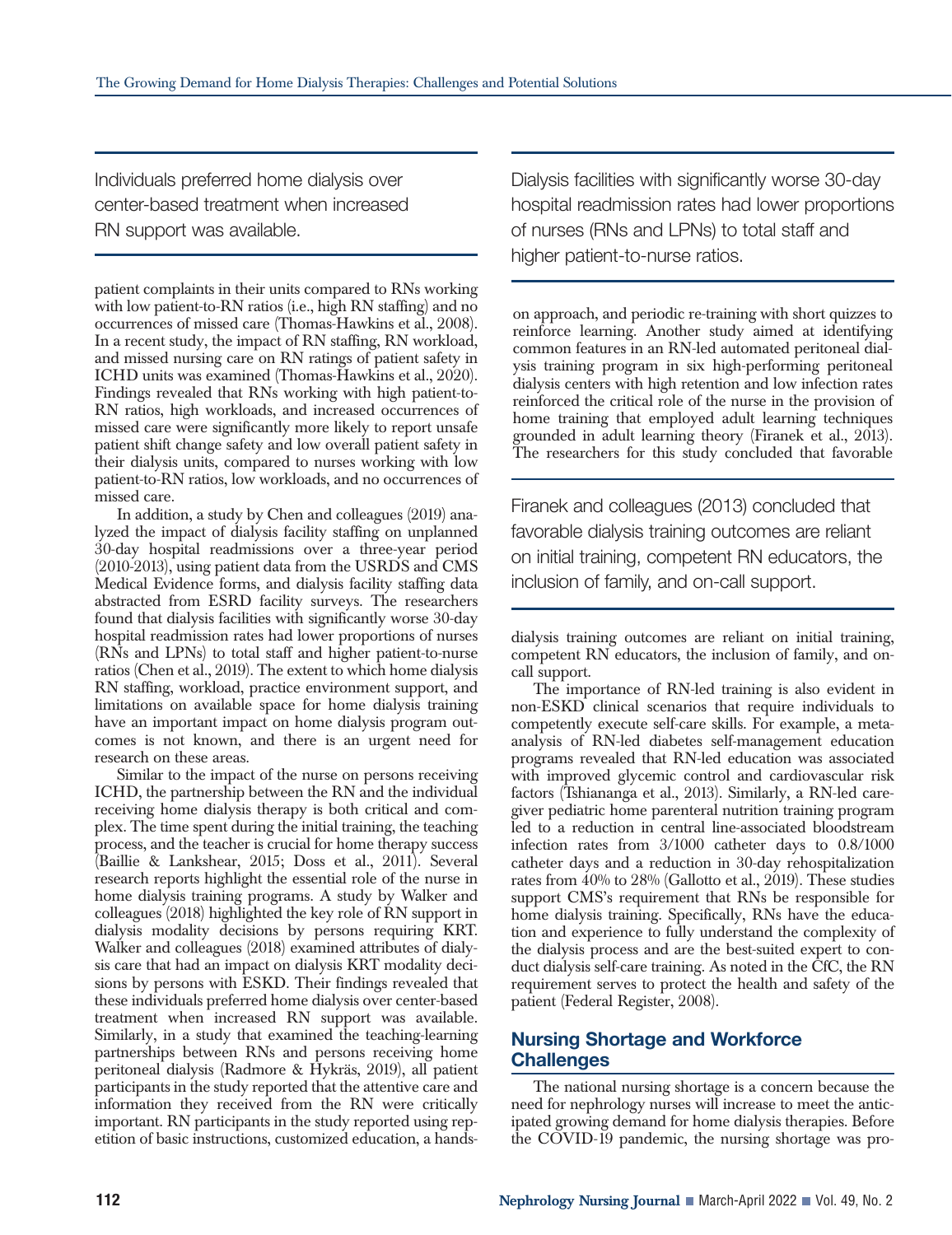> Individuals preferred home dialysis over center-based treatment when increased RN support was available.

patient complaints in their units compared to RNs working with low patient-to-RN ratios (i.e., high RN staffing) and no occurrences of missed care (Thomas-Hawkins et al., 2008). In a recent study, the impact of RN staffing, RN workload, and missed nursing care on RN ratings of patient safety in ICHD units was examined (Thomas-Hawkins et al., 2020). Findings revealed that RNs working with high patient-to-RN ratios, high workloads, and increased occurrences of missed care were significantly more likely to report unsafe patient shift change safety and low overall patient safety in their dialysis units, compared to nurses working with low patient-to-RN ratios, low workloads, and no occurrences of missed care.

In addition, a study by Chen and colleagues (2019) analyzed the impact of dialysis facility staffing on unplanned 30-day hospital readmissions over a three-year period (2010-2013), using patient data from the USRDS and CMS Medical Evidence forms, and dialysis facility staffing data abstracted from ESRD facility surveys. The researchers found that dialysis facilities with significantly worse 30-day hospital readmission rates had lower proportions of nurses (RNs and LPNs) to total staff and higher patient-to-nurse ratios (Chen et al., 2019). The extent to which home dialysis RN staffing, workload, practice environment support, and limitations on available space for home dialysis training have an important impact on home dialysis program outcomes is not known, and there is an urgent need for research on these areas.

Similar to the impact of the nurse on persons receiving ICHD, the partnership between the RN and the individual receiving home dialysis therapy is both critical and complex. The time spent during the initial training, the teaching process, and the teacher is crucial for home therapy success (Baillie & Lankshear, 2015; Doss et al., 2011). Several research reports highlight the essential role of the nurse in home dialysis training programs. A study by Walker and colleagues (2018) highlighted the key role of RN support in dialysis modality decisions by persons requiring KRT. Walker and colleagues (2018) examined attributes of dialysis care that had an impact on dialysis KRT modality decisions by persons with ESKD. Their findings revealed that these individuals preferred home dialysis over center-based treatment when increased RN support was available. Similarly, in a study that examined the teaching-learning partnerships between RNs and persons receiving home peritoneal dialysis (Radmore & Hykräs, 2019), all patient participants in the study reported that the attentive care and information they received from the RN were critically important. RN participants in the study reported using repetition of basic instructions, customized education, a hands-on approach, and periodic re-training with short quizzes to reinforce learning. Another study aimed at identifying common features in an RN-led automated peritoneal dialysis training program in six high-performing peritoneal dialysis centers with high retention and low infection rates reinforced the critical role of the nurse in the provision of home training that employed adult learning techniques grounded in adult learning theory (Firanek et al., 2013). The researchers for this study concluded that favorable dialysis training outcomes are reliant on initial training, competent RN educators, the inclusion of family, and on-call support.

> Dialysis facilities with significantly worse 30-day hospital readmission rates had lower proportions of nurses (RNs and LPNs) to total staff and higher patient-to-nurse ratios.

> Firanek and colleagues (2013) concluded that favorable dialysis training outcomes are reliant on initial training, competent RN educators, the inclusion of family, and on-call support.

The importance of RN-led training is also evident in non-ESKD clinical scenarios that require individuals to competently execute self-care skills. For example, a meta-analysis of RN-led diabetes self-management education programs revealed that RN-led education was associated with improved glycemic control and cardiovascular risk factors (Tshiananga et al., 2013). Similarly, a RN-led caregiver pediatric home parenteral nutrition training program led to a reduction in central line-associated bloodstream infection rates from 3/1000 catheter days to 0.8/1000 catheter days and a reduction in 30-day rehospitalization rates from 40% to 28% (Gallotto et al., 2019). These studies support CMS's requirement that RNs be responsible for home dialysis training. Specifically, RNs have the education and experience to fully understand the complexity of the dialysis process and are the best-suited expert to conduct dialysis self-care training. As noted in the CfC, the RN requirement serves to protect the health and safety of the patient (Federal Register, 2008).

## Nursing Shortage and Workforce Challenges

The national nursing shortage is a concern because the need for nephrology nurses will increase to meet the anticipated growing demand for home dialysis therapies. Before the COVID-19 pandemic, the nursing shortage was pro-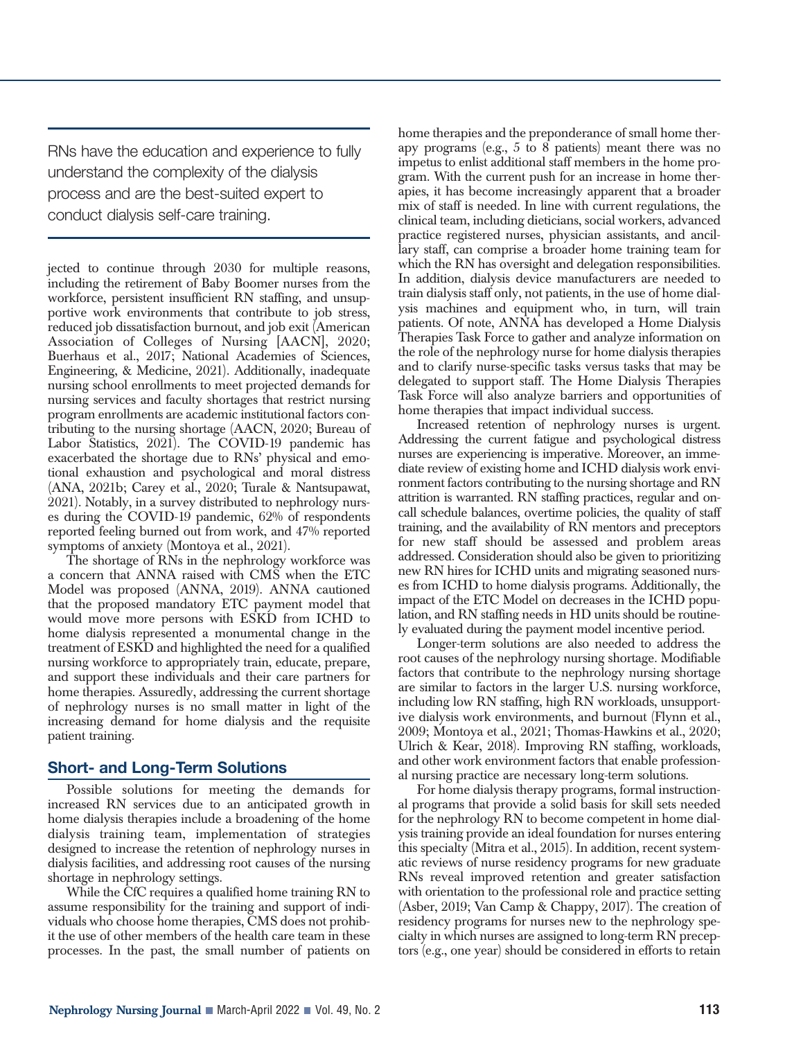> RNs have the education and experience to fully understand the complexity of the dialysis process and are the best-suited expert to conduct dialysis self-care training.

jected to continue through 2030 for multiple reasons, including the retirement of Baby Boomer nurses from the workforce, persistent insufficient RN staffing, and unsupportive work environments that contribute to job stress, reduced job dissatisfaction burnout, and job exit (American Association of Colleges of Nursing [AACN], 2020; Buerhaus et al., 2017; National Academies of Sciences, Engineering, & Medicine, 2021). Additionally, inadequate nursing school enrollments to meet projected demands for nursing services and faculty shortages that restrict nursing program enrollments are academic institutional factors contributing to the nursing shortage (AACN, 2020; Bureau of Labor Statistics, 2021). The COVID-19 pandemic has exacerbated the shortage due to RNs' physical and emotional exhaustion and psychological and moral distress (ANA, 2021b; Carey et al., 2020; Turale & Nantsupawat, 2021). Notably, in a survey distributed to nephrology nurses during the COVID-19 pandemic, 62% of respondents reported feeling burned out from work, and 47% reported symptoms of anxiety (Montoya et al., 2021).

The shortage of RNs in the nephrology workforce was a concern that ANNA raised with CMS when the ETC Model was proposed (ANNA, 2019). ANNA cautioned that the proposed mandatory ETC payment model that would move more persons with ESKD from ICHD to home dialysis represented a monumental change in the treatment of ESKD and highlighted the need for a qualified nursing workforce to appropriately train, educate, prepare, and support these individuals and their care partners for home therapies. Assuredly, addressing the current shortage of nephrology nurses is no small matter in light of the increasing demand for home dialysis and the requisite patient training.

## Short- and Long-Term Solutions

Possible solutions for meeting the demands for increased RN services due to an anticipated growth in home dialysis therapies include a broadening of the home dialysis training team, implementation of strategies designed to increase the retention of nephrology nurses in dialysis facilities, and addressing root causes of the nursing shortage in nephrology settings.

While the CfC requires a qualified home training RN to assume responsibility for the training and support of individuals who choose home therapies, CMS does not prohibit the use of other members of the health care team in these processes. In the past, the small number of patients on home therapies and the preponderance of small home therapy programs (e.g., 5 to 8 patients) meant there was no impetus to enlist additional staff members in the home program. With the current push for an increase in home therapies, it has become increasingly apparent that a broader mix of staff is needed. In line with current regulations, the clinical team, including dieticians, social workers, advanced practice registered nurses, physician assistants, and ancillary staff, can comprise a broader home training team for which the RN has oversight and delegation responsibilities. In addition, dialysis device manufacturers are needed to train dialysis staff only, not patients, in the use of home dialysis machines and equipment who, in turn, will train patients. Of note, ANNA has developed a Home Dialysis Therapies Task Force to gather and analyze information on the role of the nephrology nurse for home dialysis therapies and to clarify nurse-specific tasks versus tasks that may be delegated to support staff. The Home Dialysis Therapies Task Force will also analyze barriers and opportunities of home therapies that impact individual success.

Increased retention of nephrology nurses is urgent. Addressing the current fatigue and psychological distress nurses are experiencing is imperative. Moreover, an immediate review of existing home and ICHD dialysis work environment factors contributing to the nursing shortage and RN attrition is warranted. RN staffing practices, regular and on-call schedule balances, overtime policies, the quality of staff training, and the availability of RN mentors and preceptors for new staff should be assessed and problem areas addressed. Consideration should also be given to prioritizing new RN hires for ICHD units and migrating seasoned nurses from ICHD to home dialysis programs. Additionally, the impact of the ETC Model on decreases in the ICHD population, and RN staffing needs in HD units should be routinely evaluated during the payment model incentive period.

Longer-term solutions are also needed to address the root causes of the nephrology nursing shortage. Modifiable factors that contribute to the nephrology nursing shortage are similar to factors in the larger U.S. nursing workforce, including low RN staffing, high RN workloads, unsupportive dialysis work environments, and burnout (Flynn et al., 2009; Montoya et al., 2021; Thomas-Hawkins et al., 2020; Ulrich & Kear, 2018). Improving RN staffing, workloads, and other work environment factors that enable professional nursing practice are necessary long-term solutions.

For home dialysis therapy programs, formal instructional programs that provide a solid basis for skill sets needed for the nephrology RN to become competent in home dialysis training provide an ideal foundation for nurses entering this specialty (Mitra et al., 2015). In addition, recent systematic reviews of nurse residency programs for new graduate RNs reveal improved retention and greater satisfaction with orientation to the professional role and practice setting (Asber, 2019; Van Camp & Chappy, 2017). The creation of residency programs for nurses new to the nephrology specialty in which nurses are assigned to long-term RN preceptors (e.g., one year) should be considered in efforts to retain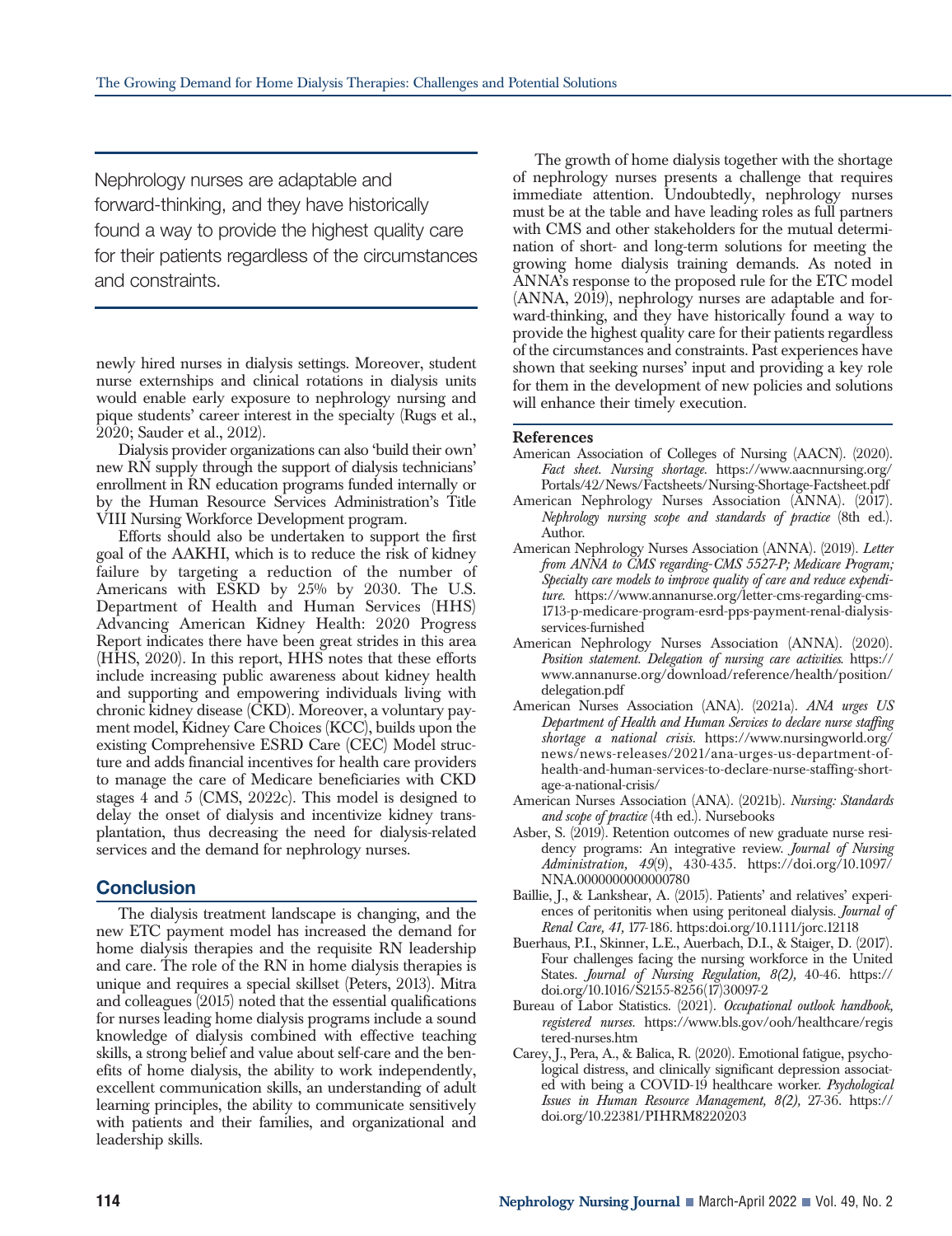> Nephrology nurses are adaptable and forward-thinking, and they have historically found a way to provide the highest quality care for their patients regardless of the circumstances and constraints.

newly hired nurses in dialysis settings. Moreover, student nurse externships and clinical rotations in dialysis units would enable early exposure to nephrology nursing and pique students' career interest in the specialty (Rugs et al., 2020; Sauder et al., 2012).

Dialysis provider organizations can also 'build their own' new RN supply through the support of dialysis technicians' enrollment in RN education programs funded internally or by the Human Resource Services Administration's Title VIII Nursing Workforce Development program.

Efforts should also be undertaken to support the first goal of the AAKHI, which is to reduce the risk of kidney failure by targeting a reduction of the number of Americans with ESKD by 25% by 2030. The U.S. Department of Health and Human Services (HHS) Advancing American Kidney Health: 2020 Progress Report indicates there have been great strides in this area (HHS, 2020). In this report, HHS notes that these efforts include increasing public awareness about kidney health and supporting and empowering individuals living with chronic kidney disease (CKD). Moreover, a voluntary payment model, Kidney Care Choices (KCC), builds upon the existing Comprehensive ESRD Care (CEC) Model structure and adds financial incentives for health care providers to manage the care of Medicare beneficiaries with CKD stages 4 and 5 (CMS, 2022c). This model is designed to delay the onset of dialysis and incentivize kidney transplantation, thus decreasing the need for dialysis-related services and the demand for nephrology nurses.

## Conclusion

The dialysis treatment landscape is changing, and the new ETC payment model has increased the demand for home dialysis therapies and the requisite RN leadership and care. The role of the RN in home dialysis therapies is unique and requires a special skillset (Peters, 2013). Mitra and colleagues (2015) noted that the essential qualifications for nurses leading home dialysis programs include a sound knowledge of dialysis combined with effective teaching skills, a strong belief and value about self-care and the benefits of home dialysis, the ability to work independently, excellent communication skills, an understanding of adult learning principles, the ability to communicate sensitively with patients and their families, and organizational and leadership skills.

The growth of home dialysis together with the shortage of nephrology nurses presents a challenge that requires immediate attention. Undoubtedly, nephrology nurses must be at the table and have leading roles as full partners with CMS and other stakeholders for the mutual determination of short- and long-term solutions for meeting the growing home dialysis training demands. As noted in ANNA's response to the proposed rule for the ETC model (ANNA, 2019), nephrology nurses are adaptable and forward-thinking, and they have historically found a way to provide the highest quality care for their patients regardless of the circumstances and constraints. Past experiences have shown that seeking nurses' input and providing a key role for them in the development of new policies and solutions will enhance their timely execution.

### References

American Association of Colleges of Nursing (AACN). (2020). *Fact sheet. Nursing shortage.* https://www.aacnnursing.org/Portals/42/News/Factsheets/Nursing-Shortage-Factsheet.pdf

American Nephrology Nurses Association (ANNA). (2017). *Nephrology nursing scope and standards of practice* (8th ed.). Author.

American Nephrology Nurses Association (ANNA). (2019). *Letter from ANNA to CMS regarding-CMS 5527-P; Medicare Program; Specialty care models to improve quality of care and reduce expenditure.* https://www.annanurse.org/letter-cms-regarding-cms-1713-p-medicare-program-esrd-pps-payment-renal-dialysis-services-furnished

American Nephrology Nurses Association (ANNA). (2020). *Position statement. Delegation of nursing care activities.* https://www.annanurse.org/download/reference/health/position/delegation.pdf

American Nurses Association (ANA). (2021a). *ANA urges US Department of Health and Human Services to declare nurse staffing shortage a national crisis.* https://www.nursingworld.org/news/news-releases/2021/ana-urges-us-department-of-health-and-human-services-to-declare-nurse-staffing-shortage-a-national-crisis/

American Nurses Association (ANA). (2021b). *Nursing: Standards and scope of practice* (4th ed.). Nursebooks

Asber, S. (2019). Retention outcomes of new graduate nurse residency programs: An integrative review. *Journal of Nursing Administration, 49*(9), 430-435. https://doi.org/10.1097/NNA.0000000000000780

Baillie, J., & Lankshear, A. (2015). Patients' and relatives' experiences of peritonitis when using peritoneal dialysis. *Journal of Renal Care, 41,* 177-186. https:doi.org/10.1111/jorc.12118

Buerhaus, P.I., Skinner, L.E., Auerbach, D.I., & Staiger, D. (2017). Four challenges facing the nursing workforce in the United States. *Journal of Nursing Regulation, 8(2),* 40-46. https://doi.org/10.1016/S2155-8256(17)30097-2

Bureau of Labor Statistics. (2021). *Occupational outlook handbook, registered nurses.* https://www.bls.gov/ooh/healthcare/registered-nurses.htm

Carey, J., Pera, A., & Balica, R. (2020). Emotional fatigue, psychological distress, and clinically significant depression associated with being a COVID-19 healthcare worker. *Psychological Issues in Human Resource Management, 8(2),* 27-36. https://doi.org/10.22381/PIHRM8220203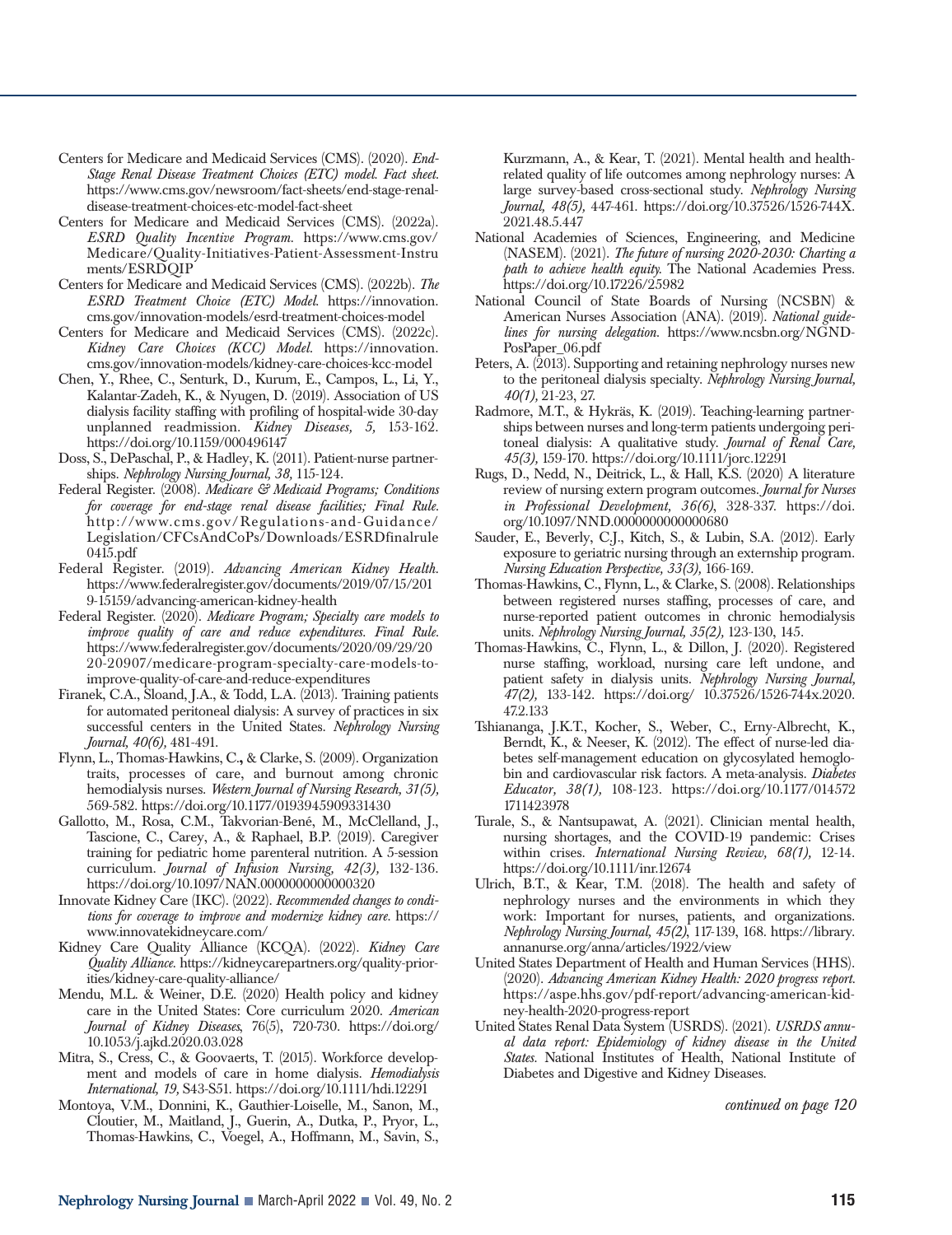Centers for Medicare and Medicaid Services (CMS). (2020). *End-Stage Renal Disease Treatment Choices (ETC) model. Fact sheet.* https://www.cms.gov/newsroom/fact-sheets/end-stage-renal-disease-treatment-choices-etc-model-fact-sheet

Centers for Medicare and Medicaid Services (CMS). (2022a). *ESRD Quality Incentive Program.* https://www.cms.gov/Medicare/Quality-Initiatives-Patient-Assessment-Instruments/ESRDQIP

Centers for Medicare and Medicaid Services (CMS). (2022b). *The ESRD Treatment Choice (ETC) Model.* https://innovation.cms.gov/innovation-models/esrd-treatment-choices-model

Centers for Medicare and Medicaid Services (CMS). (2022c). *Kidney Care Choices (KCC) Model.* https://innovation.cms.gov/innovation-models/kidney-care-choices-kcc-model

Chen, Y., Rhee, C., Senturk, D., Kurum, E., Campos, L., Li, Y., Kalantar-Zadeh, K., & Nyugen, D. (2019). Association of US dialysis facility staffing with profiling of hospital-wide 30-day unplanned readmission. *Kidney Diseases, 5,* 153-162. https://doi.org/10.1159/000496147

Doss, S., DePaschal, P., & Hadley, K. (2011). Patient-nurse partnerships. *Nephrology Nursing Journal, 38,* 115-124.

Federal Register. (2008). *Medicare & Medicaid Programs; Conditions for coverage for end-stage renal disease facilities; Final Rule.* http://www.cms.gov/Regulations-and-Guidance/Legislation/CFCsAndCoPs/Downloads/ESRDfinalrule0415.pdf

Federal Register. (2019). *Advancing American Kidney Health.* https://www.federalregister.gov/documents/2019/07/15/2019-15159/advancing-american-kidney-health

Federal Register. (2020). *Medicare Program; Specialty care models to improve quality of care and reduce expenditures. Final Rule.* https://www.federalregister.gov/documents/2020/09/29/2020-20907/medicare-program-specialty-care-models-to-improve-quality-of-care-and-reduce-expenditures

Firanek, C.A., Sloand, J.A., & Todd, L.A. (2013). Training patients for automated peritoneal dialysis: A survey of practices in six successful centers in the United States. *Nephrology Nursing Journal, 40(6),* 481-491.

Flynn, L., Thomas-Hawkins, C., & Clarke, S. (2009). Organization traits, processes of care, and burnout among chronic hemodialysis nurses. *Western Journal of Nursing Research, 31(5),* 569-582. https://doi.org/10.1177/0193945909331430

Gallotto, M., Rosa, C.M., Takvorian-Bené, M., McClelland, J., Tascione, C., Carey, A., & Raphael, B.P. (2019). Caregiver training for pediatric home parenteral nutrition. A 5-session curriculum. *Journal of Infusion Nursing, 42(3),* 132-136. https://doi.org/10.1097/NAN.0000000000000320

Innovate Kidney Care (IKC). (2022). *Recommended changes to conditions for coverage to improve and modernize kidney care.* https://www.innovatekidneycare.com/

Kidney Care Quality Alliance (KCQA). (2022). *Kidney Care Quality Alliance.* https://kidneycarepartners.org/quality-priorities/kidney-care-quality-alliance/

Mendu, M.L. & Weiner, D.E. (2020) Health policy and kidney care in the United States: Core curriculum 2020. *American Journal of Kidney Diseases,* 76(5), 720-730. https://doi.org/10.1053/j.ajkd.2020.03.028

Mitra, S., Cress, C., & Goovaerts, T. (2015). Workforce development and models of care in home dialysis. *Hemodialysis International, 19,* S43-S51. https://doi.org/10.1111/hdi.12291

Montoya, V.M., Donnini, K., Gauthier-Loiselle, M., Sanon, M., Cloutier, M., Maitland, J., Guerin, A., Dutka, P., Pryor, L., Thomas-Hawkins, C., Voegel, A., Hoffmann, M., Savin, S., Kurzmann, A., & Kear, T. (2021). Mental health and health-related quality of life outcomes among nephrology nurses: A large survey-based cross-sectional study. *Nephrology Nursing Journal, 48(5),* 447-461. https://doi.org/10.37526/1526-744X.2021.48.5.447

National Academies of Sciences, Engineering, and Medicine (NASEM). (2021). *The future of nursing 2020-2030: Charting a path to achieve health equity.* The National Academies Press. https://doi.org/10.17226/25982

National Council of State Boards of Nursing (NCSBN) & American Nurses Association (ANA). (2019). *National guidelines for nursing delegation.* https://www.ncsbn.org/NGND-PosPaper_06.pdf

Peters, A. (2013). Supporting and retaining nephrology nurses new to the peritoneal dialysis specialty. *Nephrology Nursing Journal, 40(1),* 21-23, 27.

Radmore, M.T., & Hykräs, K. (2019). Teaching-learning partnerships between nurses and long-term patients undergoing peritoneal dialysis: A qualitative study. *Journal of Renal Care, 45(3),* 159-170. https://doi.org/10.1111/jorc.12291

Rugs, D., Nedd, N., Deitrick, L., & Hall, K.S. (2020) A literature review of nursing extern program outcomes. *Journal for Nurses in Professional Development, 36(6)*, 328-337. https://doi.org/10.1097/NND.0000000000000680

Sauder, E., Beverly, C.J., Kitch, S., & Lubin, S.A. (2012). Early exposure to geriatric nursing through an externship program. *Nursing Education Perspective, 33(3),* 166-169.

Thomas-Hawkins, C., Flynn, L., & Clarke, S. (2008). Relationships between registered nurses staffing, processes of care, and nurse-reported patient outcomes in chronic hemodialysis units. *Nephrology Nursing Journal, 35(2),* 123-130, 145.

Thomas-Hawkins, C., Flynn, L., & Dillon, J. (2020). Registered nurse staffing, workload, nursing care left undone, and patient safety in dialysis units. *Nephrology Nursing Journal, 47(2),* 133-142. https://doi.org/ 10.37526/1526-744x.2020.47.2.133

Tshiananga, J.K.T., Kocher, S., Weber, C., Erny-Albrecht, K., Berndt, K., & Neeser, K. (2012). The effect of nurse-led diabetes self-management education on glycosylated hemoglobin and cardiovascular risk factors. A meta-analysis. *Diabetes Educator, 38(1),* 108-123. https://doi.org/10.1177/0145721711423978

Turale, S., & Nantsupawat, A. (2021). Clinician mental health, nursing shortages, and the COVID-19 pandemic: Crises within crises. *International Nursing Review, 68(1),* 12-14. https://doi.org/10.1111/inr.12674

Ulrich, B.T., & Kear, T.M. (2018). The health and safety of nephrology nurses and the environments in which they work: Important for nurses, patients, and organizations. *Nephrology Nursing Journal, 45(2)*, 117-139, 168. https://library.annanurse.org/anna/articles/1922/view

United States Department of Health and Human Services (HHS). (2020). *Advancing American Kidney Health: 2020 progress report.* https://aspe.hhs.gov/pdf-report/advancing-american-kidney-health-2020-progress-report

United States Renal Data System (USRDS). (2021). *USRDS annual data report: Epidemiology of kidney disease in the United States.* National Institutes of Health, National Institute of Diabetes and Digestive and Kidney Diseases.

*continued on page 120*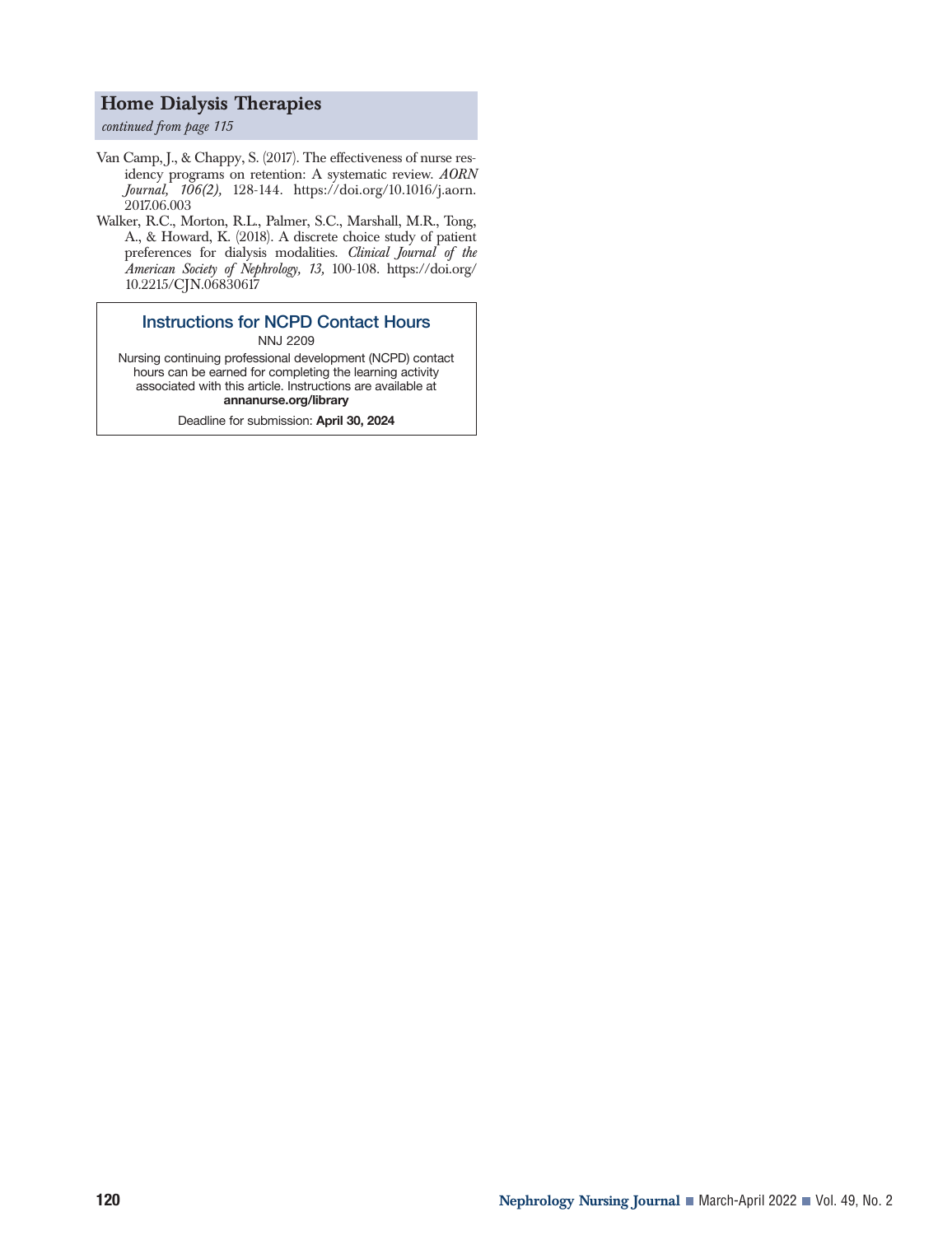## Home Dialysis Therapies

*continued from page 115*

Van Camp, J., & Chappy, S. (2017). The effectiveness of nurse residency programs on retention: A systematic review. *AORN Journal, 106(2),* 128-144. https://doi.org/10.1016/j.aorn.2017.06.003

Walker, R.C., Morton, R.L., Palmer, S.C., Marshall, M.R., Tong, A., & Howard, K. (2018). A discrete choice study of patient preferences for dialysis modalities. *Clinical Journal of the American Society of Nephrology, 13,* 100-108. https://doi.org/10.2215/CJN.06830617

### Instructions for NCPD Contact Hours

NNJ 2209

Nursing continuing professional development (NCPD) contact hours can be earned for completing the learning activity associated with this article. Instructions are available at **annanurse.org/library**

Deadline for submission: **April 30, 2024**